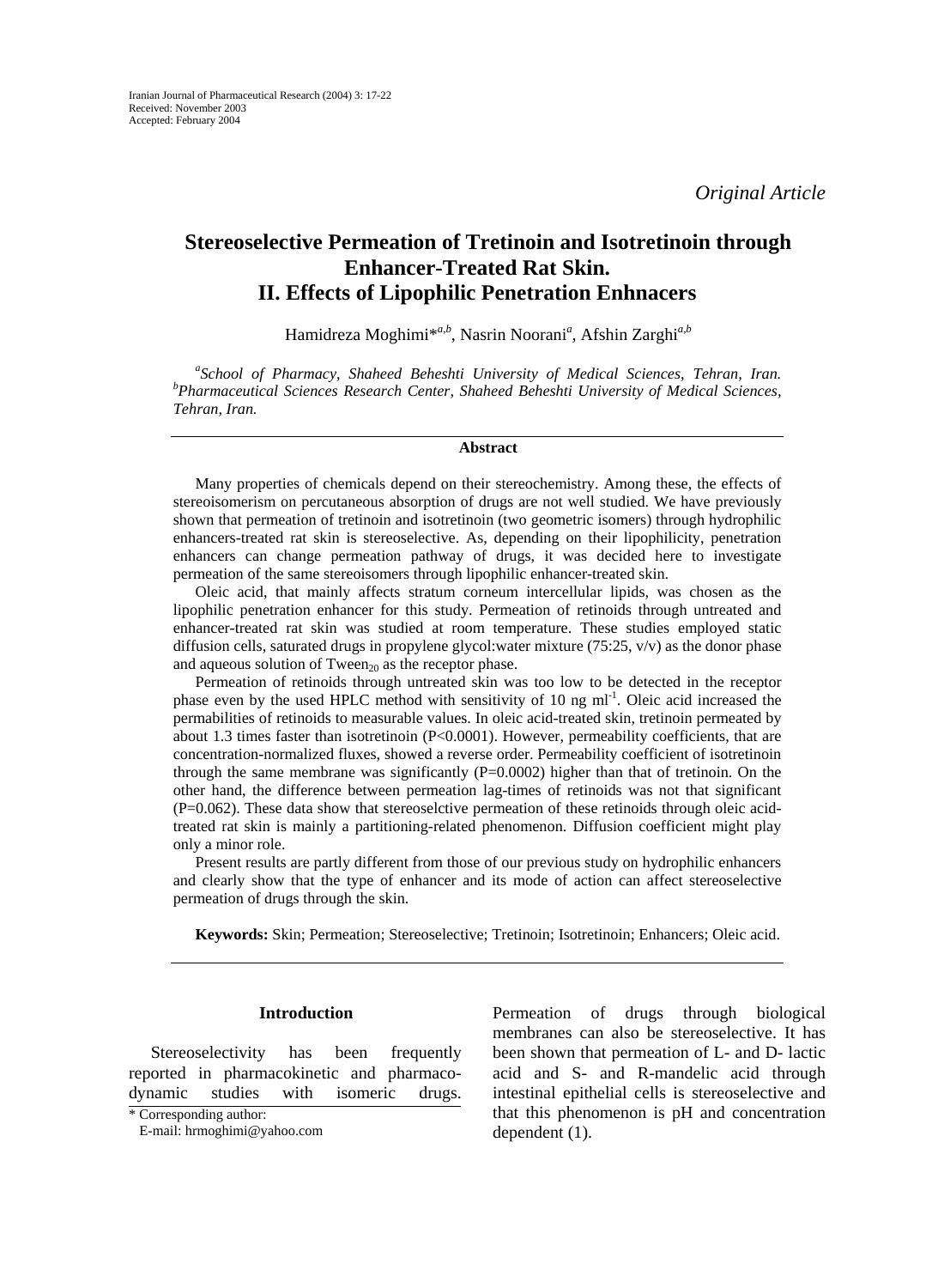Iranian Journal of Pharmaceutical Research (2004) 3: 17-22
Received: November 2003
Accepted: February 2004

*Original Article*

# Stereoselective Permeation of Tretinoin and Isotretinoin through Enhancer-Treated Rat Skin. II. Effects of Lipophilic Penetration Enhnacers

Hamidreza Moghimi*[a,b], Nasrin Noorani[a], Afshin Zarghi[a,b]

[a]*School of Pharmacy, Shaheed Beheshti University of Medical Sciences, Tehran, Iran.* [b]*Pharmaceutical Sciences Research Center, Shaheed Beheshti University of Medical Sciences, Tehran, Iran.*

## Abstract

Many properties of chemicals depend on their stereochemistry. Among these, the effects of stereoisomerism on percutaneous absorption of drugs are not well studied. We have previously shown that permeation of tretinoin and isotretinoin (two geometric isomers) through hydrophilic enhancers-treated rat skin is stereoselective. As, depending on their lipophilicity, penetration enhancers can change permeation pathway of drugs, it was decided here to investigate permeation of the same stereoisomers through lipophilic enhancer-treated skin.

Oleic acid, that mainly affects stratum corneum intercellular lipids, was chosen as the lipophilic penetration enhancer for this study. Permeation of retinoids through untreated and enhancer-treated rat skin was studied at room temperature. These studies employed static diffusion cells, saturated drugs in propylene glycol:water mixture (75:25, v/v) as the donor phase and aqueous solution of Tween$_{20}$ as the receptor phase.

Permeation of retinoids through untreated skin was too low to be detected in the receptor phase even by the used HPLC method with sensitivity of 10 ng ml$^{-1}$. Oleic acid increased the permabilities of retinoids to measurable values. In oleic acid-treated skin, tretinoin permeated by about 1.3 times faster than isotretinoin ($P<0.0001$). However, permeability coefficients, that are concentration-normalized fluxes, showed a reverse order. Permeability coefficient of isotretinoin through the same membrane was significantly ($P=0.0002$) higher than that of tretinoin. On the other hand, the difference between permeation lag-times of retinoids was not that significant ($P=0.062$). These data show that stereoselctive permeation of these retinoids through oleic acid-treated rat skin is mainly a partitioning-related phenomenon. Diffusion coefficient might play only a minor role.

Present results are partly different from those of our previous study on hydrophilic enhancers and clearly show that the type of enhancer and its mode of action can affect stereoselective permeation of drugs through the skin.

**Keywords:** Skin; Permeation; Stereoselective; Tretinoin; Isotretinoin; Enhancers; Oleic acid.

## Introduction

Stereoselectivity has been frequently reported in pharmacokinetic and pharmacodynamic studies with isomeric drugs. Permeation of drugs through biological membranes can also be stereoselective. It has been shown that permeation of L- and D- lactic acid and S- and R-mandelic acid through intestinal epithelial cells is stereoselective and that this phenomenon is pH and concentration dependent (1).

* Corresponding author:
E-mail: hrmoghimi@yahoo.com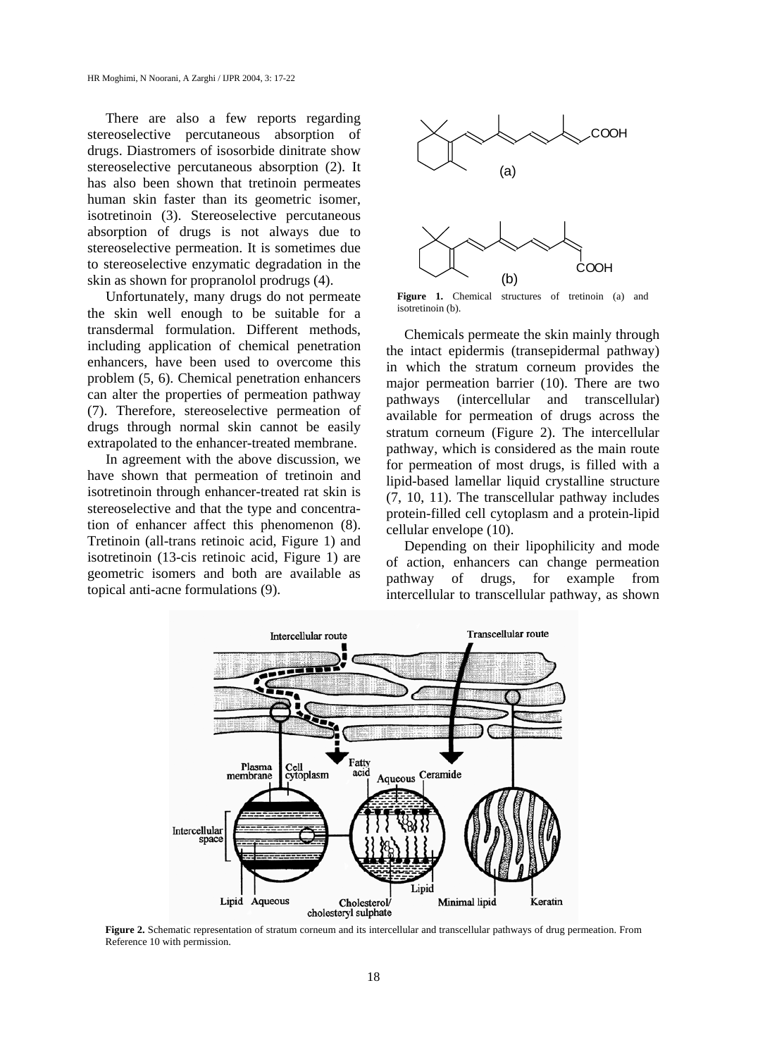There are also a few reports regarding stereoselective percutaneous absorption of drugs. Diastromers of isosorbide dinitrate show stereoselective percutaneous absorption (2). It has also been shown that tretinoin permeates human skin faster than its geometric isomer, isotretinoin (3). Stereoselective percutaneous absorption of drugs is not always due to stereoselective permeation. It is sometimes due to stereoselective enzymatic degradation in the skin as shown for propranolol prodrugs (4).

Unfortunately, many drugs do not permeate the skin well enough to be suitable for a transdermal formulation. Different methods, including application of chemical penetration enhancers, have been used to overcome this problem (5, 6). Chemical penetration enhancers can alter the properties of permeation pathway (7). Therefore, stereoselective permeation of drugs through normal skin cannot be easily extrapolated to the enhancer-treated membrane.

In agreement with the above discussion, we have shown that permeation of tretinoin and isotretinoin through enhancer-treated rat skin is stereoselective and that the type and concentration of enhancer affect this phenomenon (8). Tretinoin (all-trans retinoic acid, Figure 1) and isotretinoin (13-cis retinoic acid, Figure 1) are geometric isomers and both are available as topical anti-acne formulations (9).

**Figure 1.** Chemical structures of tretinoin (a) and isotretinoin (b).

Chemicals permeate the skin mainly through the intact epidermis (transepidermal pathway) in which the stratum corneum provides the major permeation barrier (10). There are two pathways (intercellular and transcellular) available for permeation of drugs across the stratum corneum (Figure 2). The intercellular pathway, which is considered as the main route for permeation of most drugs, is filled with a lipid-based lamellar liquid crystalline structure (7, 10, 11). The transcellular pathway includes protein-filled cell cytoplasm and a protein-lipid cellular envelope (10).

Depending on their lipophilicity and mode of action, enhancers can change permeation pathway of drugs, for example from intercellular to transcellular pathway, as shown

**Figure 2.** Schematic representation of stratum corneum and its intercellular and transcellular pathways of drug permeation. From Reference 10 with permission.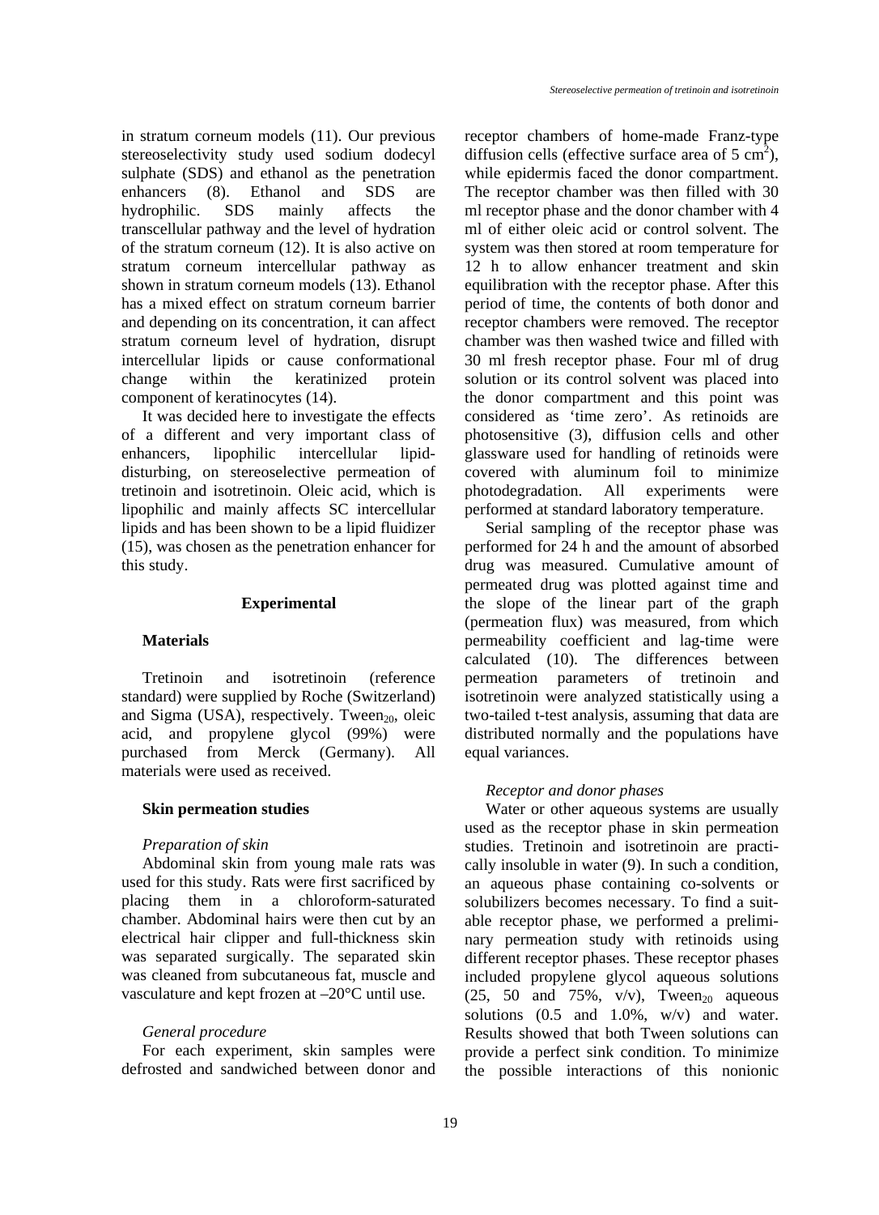in stratum corneum models (11). Our previous stereoselectivity study used sodium dodecyl sulphate (SDS) and ethanol as the penetration enhancers (8). Ethanol and SDS are hydrophilic. SDS mainly affects the transcellular pathway and the level of hydration of the stratum corneum (12). It is also active on stratum corneum intercellular pathway as shown in stratum corneum models (13). Ethanol has a mixed effect on stratum corneum barrier and depending on its concentration, it can affect stratum corneum level of hydration, disrupt intercellular lipids or cause conformational change within the keratinized protein component of keratinocytes (14).

It was decided here to investigate the effects of a different and very important class of enhancers, lipophilic intercellular lipid-disturbing, on stereoselective permeation of tretinoin and isotretinoin. Oleic acid, which is lipophilic and mainly affects SC intercellular lipids and has been shown to be a lipid fluidizer (15), was chosen as the penetration enhancer for this study.

## Experimental

### Materials

Tretinoin and isotretinoin (reference standard) were supplied by Roche (Switzerland) and Sigma (USA), respectively. $\text{Tween}_{20}$, oleic acid, and propylene glycol (99%) were purchased from Merck (Germany). All materials were used as received.

### Skin permeation studies

*Preparation of skin*

Abdominal skin from young male rats was used for this study. Rats were first sacrificed by placing them in a chloroform-saturated chamber. Abdominal hairs were then cut by an electrical hair clipper and full-thickness skin was separated surgically. The separated skin was cleaned from subcutaneous fat, muscle and vasculature and kept frozen at –20°C until use.

*General procedure*

For each experiment, skin samples were defrosted and sandwiched between donor and receptor chambers of home-made Franz-type diffusion cells (effective surface area of 5 $cm^2$), while epidermis faced the donor compartment. The receptor chamber was then filled with 30 ml receptor phase and the donor chamber with 4 ml of either oleic acid or control solvent. The system was then stored at room temperature for 12 h to allow enhancer treatment and skin equilibration with the receptor phase. After this period of time, the contents of both donor and receptor chambers were removed. The receptor chamber was then washed twice and filled with 30 ml fresh receptor phase. Four ml of drug solution or its control solvent was placed into the donor compartment and this point was considered as 'time zero'. As retinoids are photosensitive (3), diffusion cells and other glassware used for handling of retinoids were covered with aluminum foil to minimize photodegradation. All experiments were performed at standard laboratory temperature.

Serial sampling of the receptor phase was performed for 24 h and the amount of absorbed drug was measured. Cumulative amount of permeated drug was plotted against time and the slope of the linear part of the graph (permeation flux) was measured, from which permeability coefficient and lag-time were calculated (10). The differences between permeation parameters of tretinoin and isotretinoin were analyzed statistically using a two-tailed t-test analysis, assuming that data are distributed normally and the populations have equal variances.

*Receptor and donor phases*

Water or other aqueous systems are usually used as the receptor phase in skin permeation studies. Tretinoin and isotretinoin are practically insoluble in water (9). In such a condition, an aqueous phase containing co-solvents or solubilizers becomes necessary. To find a suitable receptor phase, we performed a preliminary permeation study with retinoids using different receptor phases. These receptor phases included propylene glycol aqueous solutions (25, 50 and 75%, v/v), $\text{Tween}_{20}$ aqueous solutions (0.5 and 1.0%, w/v) and water. Results showed that both Tween solutions can provide a perfect sink condition. To minimize the possible interactions of this nonionic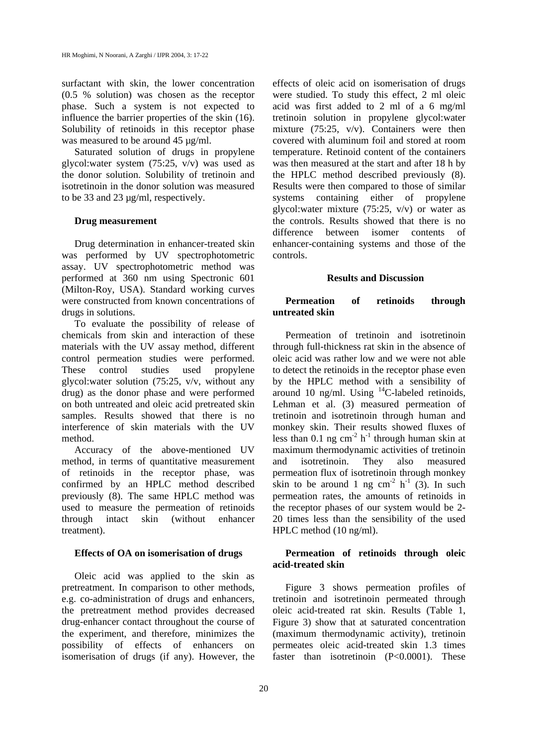surfactant with skin, the lower concentration (0.5 % solution) was chosen as the receptor phase. Such a system is not expected to influence the barrier properties of the skin (16). Solubility of retinoids in this receptor phase was measured to be around 45 µg/ml.

Saturated solution of drugs in propylene glycol:water system (75:25, v/v) was used as the donor solution. Solubility of tretinoin and isotretinoin in the donor solution was measured to be 33 and 23 µg/ml, respectively.

### Drug measurement

Drug determination in enhancer-treated skin was performed by UV spectrophotometric assay. UV spectrophotometric method was performed at 360 nm using Spectronic 601 (Milton-Roy, USA). Standard working curves were constructed from known concentrations of drugs in solutions.

To evaluate the possibility of release of chemicals from skin and interaction of these materials with the UV assay method, different control permeation studies were performed. These control studies used propylene glycol:water solution (75:25, v/v, without any drug) as the donor phase and were performed on both untreated and oleic acid pretreated skin samples. Results showed that there is no interference of skin materials with the UV method.

Accuracy of the above-mentioned UV method, in terms of quantitative measurement of retinoids in the receptor phase, was confirmed by an HPLC method described previously (8). The same HPLC method was used to measure the permeation of retinoids through intact skin (without enhancer treatment).

### Effects of OA on isomerisation of drugs

Oleic acid was applied to the skin as pretreatment. In comparison to other methods, e.g. co-administration of drugs and enhancers, the pretreatment method provides decreased drug-enhancer contact throughout the course of the experiment, and therefore, minimizes the possibility of effects of enhancers on isomerisation of drugs (if any). However, the effects of oleic acid on isomerisation of drugs were studied. To study this effect, 2 ml oleic acid was first added to 2 ml of a 6 mg/ml tretinoin solution in propylene glycol:water mixture (75:25, v/v). Containers were then covered with aluminum foil and stored at room temperature. Retinoid content of the containers was then measured at the start and after 18 h by the HPLC method described previously (8). Results were then compared to those of similar systems containing either of propylene glycol:water mixture (75:25, v/v) or water as the controls. Results showed that there is no difference between isomer contents of enhancer-containing systems and those of the controls.

## Results and Discussion

### Permeation of retinoids through untreated skin

Permeation of tretinoin and isotretinoin through full-thickness rat skin in the absence of oleic acid was rather low and we were not able to detect the retinoids in the receptor phase even by the HPLC method with a sensibility of around 10 ng/ml. Using $^{14}$C-labeled retinoids, Lehman et al. (3) measured permeation of tretinoin and isotretinoin through human and monkey skin. Their results showed fluxes of less than 0.1 ng $cm^{-2}$ $h^{-1}$ through human skin at maximum thermodynamic activities of tretinoin and isotretinoin. They also measured permeation flux of isotretinoin through monkey skin to be around 1 ng $cm^{-2}$ $h^{-1}$ (3). In such permeation rates, the amounts of retinoids in the receptor phases of our system would be 2-20 times less than the sensibility of the used HPLC method (10 ng/ml).

### Permeation of retinoids through oleic acid-treated skin

Figure 3 shows permeation profiles of tretinoin and isotretinoin permeated through oleic acid-treated rat skin. Results (Table 1, Figure 3) show that at saturated concentration (maximum thermodynamic activity), tretinoin permeates oleic acid-treated skin 1.3 times faster than isotretinoin ($P<0.0001$). These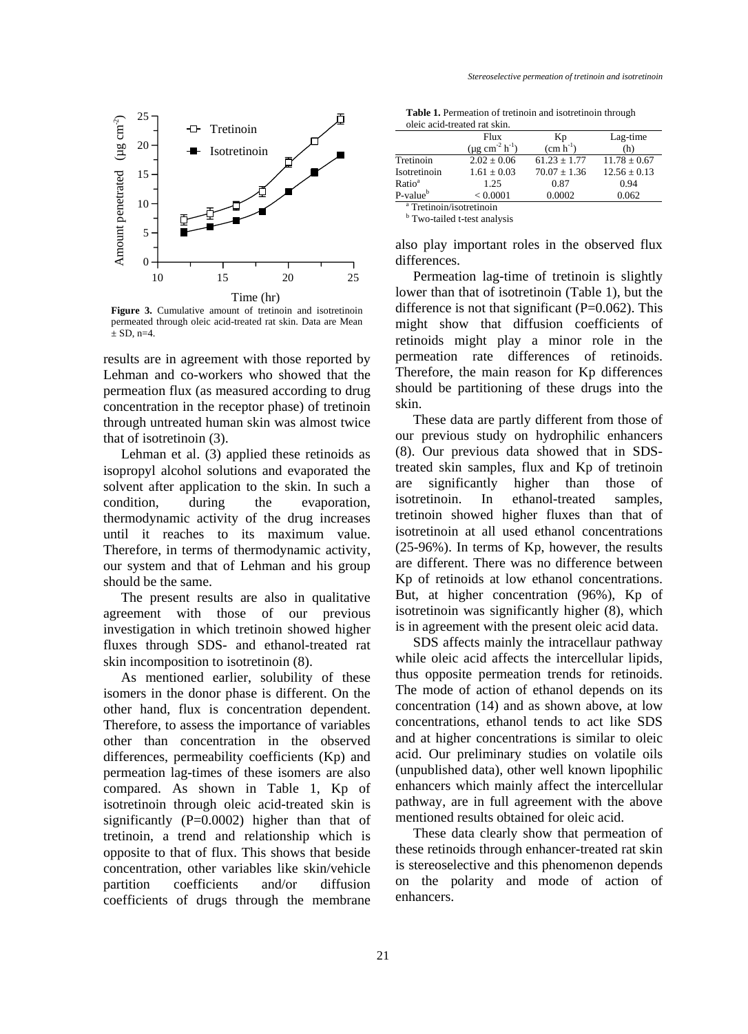Figure 3. Cumulative amount of tretinoin and isotretinoin permeated through oleic acid-treated rat skin. Data are Mean ± SD, n=4.

results are in agreement with those reported by Lehman and co-workers who showed that the permeation flux (as measured according to drug concentration in the receptor phase) of tretinoin through untreated human skin was almost twice that of isotretinoin (3).

Lehman et al. (3) applied these retinoids as isopropyl alcohol solutions and evaporated the solvent after application to the skin. In such a condition, during the evaporation, thermodynamic activity of the drug increases until it reaches to its maximum value. Therefore, in terms of thermodynamic activity, our system and that of Lehman and his group should be the same.

The present results are also in qualitative agreement with those of our previous investigation in which tretinoin showed higher fluxes through SDS- and ethanol-treated rat skin incomposition to isotretinoin (8).

As mentioned earlier, solubility of these isomers in the donor phase is different. On the other hand, flux is concentration dependent. Therefore, to assess the importance of variables other than concentration in the observed differences, permeability coefficients (Kp) and permeation lag-times of these isomers are also compared. As shown in Table 1, Kp of isotretinoin through oleic acid-treated skin is significantly (P=0.0002) higher than that of tretinoin, a trend and relationship which is opposite to that of flux. This shows that beside concentration, other variables like skin/vehicle partition coefficients and/or diffusion coefficients of drugs through the membrane also play important roles in the observed flux differences.

**Table 1.** Permeation of tretinoin and isotretinoin through oleic acid-treated rat skin.

| | Flux ($\mu g\ cm^{-2}\ h^{-1}$) | Kp ($cm\ h^{-1}$) | Lag-time (h) |
|---|---|---|---|
| Tretinoin | 2.02 ± 0.06 | 61.23 ± 1.77 | 11.78 ± 0.67 |
| Isotretinoin | 1.61 ± 0.03 | 70.07 ± 1.36 | 12.56 ± 0.13 |
| Ratio[a] | 1.25 | 0.87 | 0.94 |
| P-value[b] | < 0.0001 | 0.0002 | 0.062 |

[a] Tretinoin/isotretinoin
[b] Two-tailed t-test analysis

Permeation lag-time of tretinoin is slightly lower than that of isotretinoin (Table 1), but the difference is not that significant (P=0.062). This might show that diffusion coefficients of retinoids might play a minor role in the permeation rate differences of retinoids. Therefore, the main reason for Kp differences should be partitioning of these drugs into the skin.

These data are partly different from those of our previous study on hydrophilic enhancers (8). Our previous data showed that in SDS-treated skin samples, flux and Kp of tretinoin are significantly higher than those of isotretinoin. In ethanol-treated samples, tretinoin showed higher fluxes than that of isotretinoin at all used ethanol concentrations (25-96%). In terms of Kp, however, the results are different. There was no difference between Kp of retinoids at low ethanol concentrations. But, at higher concentration (96%), Kp of isotretinoin was significantly higher (8), which is in agreement with the present oleic acid data.

SDS affects mainly the intracellaur pathway while oleic acid affects the intercellular lipids, thus opposite permeation trends for retinoids. The mode of action of ethanol depends on its concentration (14) and as shown above, at low concentrations, ethanol tends to act like SDS and at higher concentrations is similar to oleic acid. Our preliminary studies on volatile oils (unpublished data), other well known lipophilic enhancers which mainly affect the intercellular pathway, are in full agreement with the above mentioned results obtained for oleic acid.

These data clearly show that permeation of these retinoids through enhancer-treated rat skin is stereoselective and this phenomenon depends on the polarity and mode of action of enhancers.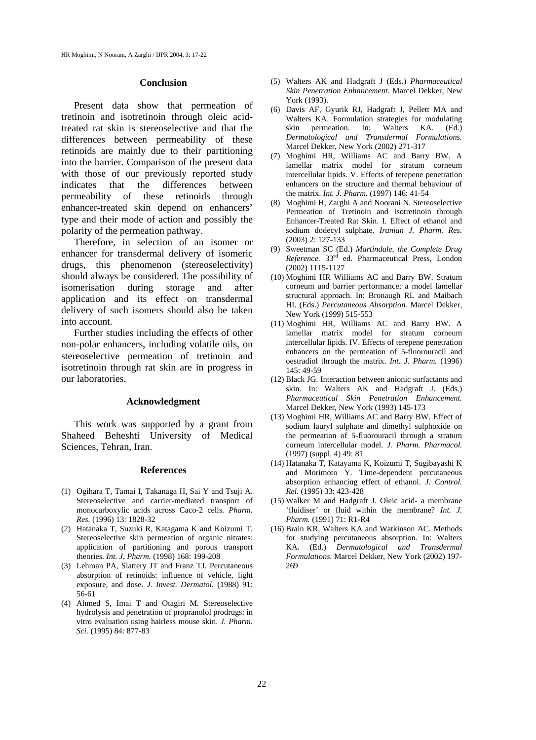## Conclusion

Present data show that permeation of tretinoin and isotretinoin through oleic acid-treated rat skin is stereoselective and that the differences between permeability of these retinoids are mainly due to their partitioning into the barrier. Comparison of the present data with those of our previously reported study indicates that the differences between permeability of these retinoids through enhancer-treated skin depend on enhancers' type and their mode of action and possibly the polarity of the permeation pathway.

Therefore, in selection of an isomer or enhancer for transdermal delivery of isomeric drugs, this phenomenon (stereoselectivity) should always be considered. The possibility of isomerisation during storage and after application and its effect on transdermal delivery of such isomers should also be taken into account.

Further studies including the effects of other non-polar enhancers, including volatile oils, on stereoselective permeation of tretinoin and isotretinoin through rat skin are in progress in our laboratories.

## Acknowledgment

This work was supported by a grant from Shaheed Beheshti University of Medical Sciences, Tehran, Iran.

## References

(1) Ogihara T, Tamai I, Takanaga H, Sai Y and Tsuji A. Stereoselective and carrier-mediated transport of monocarboxylic acids across Caco-2 cells. *Pharm. Res.* (1996) 13: 1828-32

(2) Hatanaka T, Suzuki R, Katagama K and Koizumi T. Stereoselective skin permeation of organic nitrates: application of partitioning and porous transport theories. *Int. J. Pharm.* (1998) 168: 199-208

(3) Lehman PA, Slattery JT and Franz TJ. Percutaneous absorption of retinoids: influence of vehicle, light exposure, and dose. *J. Invest. Dermatol.* (1988) 91: 56-61

(4) Ahmed S, Imai T and Otagiri M. Stereoselective hydrolysis and penetration of propranolol prodrugs: in vitro evaluation using hairless mouse skin. *J. Pharm. Sci.* (1995) 84: 877-83

(5) Walters AK and Hadgraft J (Eds.) *Pharmaceutical Skin Penetration Enhancement*. Marcel Dekker, New York (1993).

(6) Davis AF, Gyurik RJ, Hadgraft J, Pellett MA and Walters KA. Formulation strategies for modulating skin permeation. In: Walters KA. (Ed.) *Dermatological and Transdermal Formulations.* Marcel Dekker, New York (2002) 271-317

(7) Moghimi HR, Williams AC and Barry BW. A lamellar matrix model for stratum corneum intercellular lipids. V. Effects of terepene penetration enhancers on the structure and thermal behaviour of the matrix. *Int. J. Pharm.* (1997) 146: 41-54

(8) Moghimi H, Zarghi A and Noorani N. Stereoselective Permeation of Tretinoin and Isotretinoin through Enhancer-Treated Rat Skin. I. Effect of ethanol and sodium dodecyl sulphate. *Iranian J. Pharm. Res.* (2003) 2: 127-133

(9) Sweetman SC (Ed.) *Martindale, the Complete Drug Reference.* 33rd ed. Pharmaceutical Press, London (2002) 1115-1127

(10) Moghimi HR Williams AC and Barry BW. Stratum corneum and barrier performance; a model lamellar structural approach. In: Bronaugh RL and Maibach HI. (Eds.) *Percutaneous Absorption.* Marcel Dekker, New York (1999) 515-553

(11) Moghimi HR, Williams AC and Barry BW. A lamellar matrix model for stratum corneum intercellular lipids. IV. Effects of terepene penetration enhancers on the permeation of 5-fluorouracil and oestradiol through the matrix. *Int. J. Pharm.* (1996) 145: 49-59

(12) Black JG. Interaction between anionic surfactants and skin. In: Walters AK and Hadgraft J. (Eds.) *Pharmaceutical Skin Penetration Enhancement.* Marcel Dekker, New York (1993) 145-173

(13) Moghimi HR, Williams AC and Barry BW. Effect of sodium lauryl sulphate and dimethyl sulphoxide on the permeation of 5-fluorouracil through a stratum corneum intercellular model. *J. Pharm. Pharmacol.* (1997) (suppl. 4) 49: 81

(14) Hatanaka T, Katayama K, Koizumi T, Sugibayashi K and Morimoto Y. Time-dependent percutaneous absorption enhancing effect of ethanol. *J. Control. Rel.* (1995) 33: 423-428

(15) Walker M and Hadgraft J. Oleic acid- a membrane 'fluidiser' or fluid within the membrane? *Int. J. Pharm.* (1991) 71: R1-R4

(16) Brain KR, Walters KA and Watkinson AC. Methods for studying percutaneous absorption. In: Walters KA. (Ed.) *Dermatological and Transdermal Formulations.* Marcel Dekker, New York (2002) 197-269